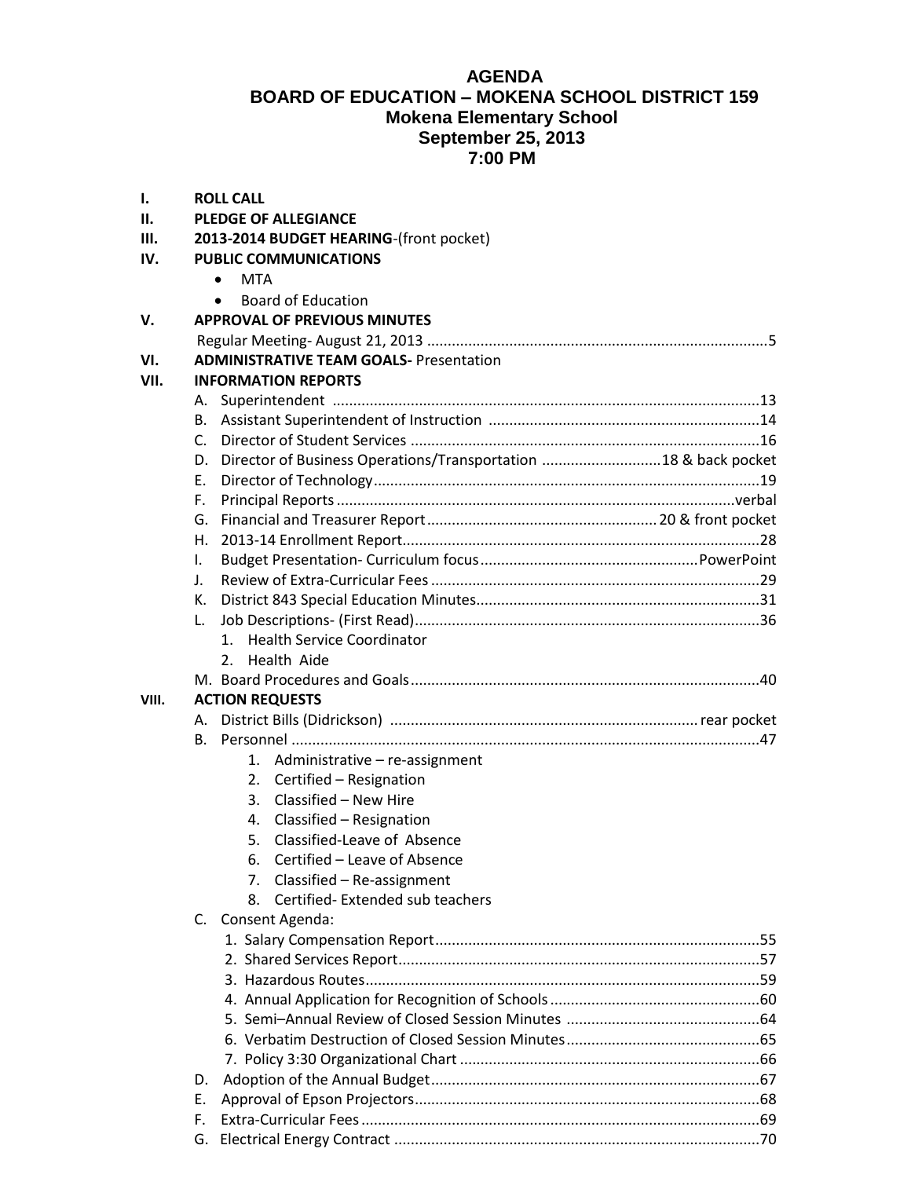# AGENDA
## BOARD OF EDUCATION – MOKENA SCHOOL DISTRICT 159
### Mokena Elementary School
### September 25, 2013
### 7:00 PM

**I. ROLL CALL**

**II. PLEDGE OF ALLEGIANCE**

**III. 2013-2014 BUDGET HEARING**-(front pocket)

**IV. PUBLIC COMMUNICATIONS**

- MTA
- Board of Education

**V. APPROVAL OF PREVIOUS MINUTES**

Regular Meeting- August 21, 2013 .....5

**VI. ADMINISTRATIVE TEAM GOALS-** Presentation

**VII. INFORMATION REPORTS**

A. Superintendent .....13
B. Assistant Superintendent of Instruction .....14
C. Director of Student Services .....16
D. Director of Business Operations/Transportation .....18 & back pocket
E. Director of Technology.....19
F. Principal Reports .....verbal
G. Financial and Treasurer Report..... 20 & front pocket
H. 2013-14 Enrollment Report.....28
I. Budget Presentation- Curriculum focus.....PowerPoint
J. Review of Extra-Curricular Fees .....29
K. District 843 Special Education Minutes.....31
L. Job Descriptions- (First Read).....36
   1. Health Service Coordinator
   2. Health Aide
M. Board Procedures and Goals.....40

**VIII. ACTION REQUESTS**

A. District Bills (Didrickson) ..... rear pocket
B. Personnel .....47
   1. Administrative – re-assignment
   2. Certified – Resignation
   3. Classified – New Hire
   4. Classified – Resignation
   5. Classified-Leave of Absence
   6. Certified – Leave of Absence
   7. Classified – Re-assignment
   8. Certified- Extended sub teachers
C. Consent Agenda:
   1. Salary Compensation Report.....55
   2. Shared Services Report.....57
   3. Hazardous Routes.....59
   4. Annual Application for Recognition of Schools.....60
   5. Semi–Annual Review of Closed Session Minutes .....64
   6. Verbatim Destruction of Closed Session Minutes.....65
   7. Policy 3:30 Organizational Chart .....66
D. Adoption of the Annual Budget.....67
E. Approval of Epson Projectors.....68
F. Extra-Curricular Fees .....69
G. Electrical Energy Contract .....70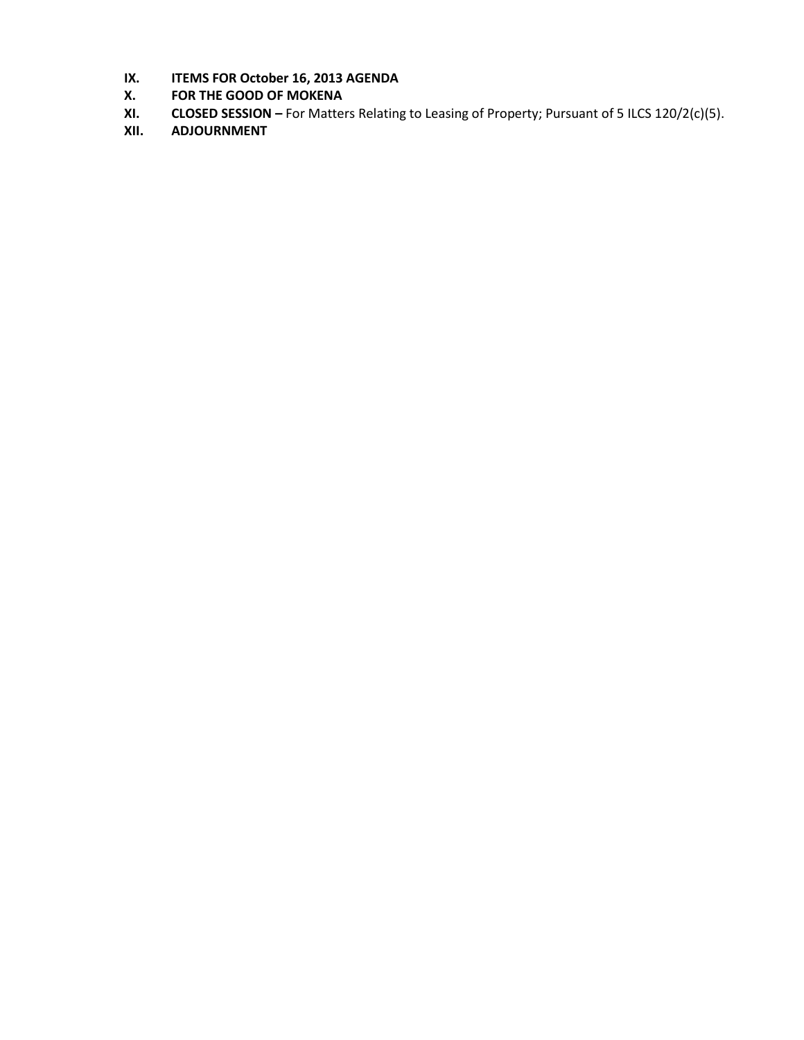**IX. ITEMS FOR October 16, 2013 AGENDA**

**X. FOR THE GOOD OF MOKENA**

**XI. CLOSED SESSION –** For Matters Relating to Leasing of Property; Pursuant of 5 ILCS 120/2(c)(5).

**XII. ADJOURNMENT**